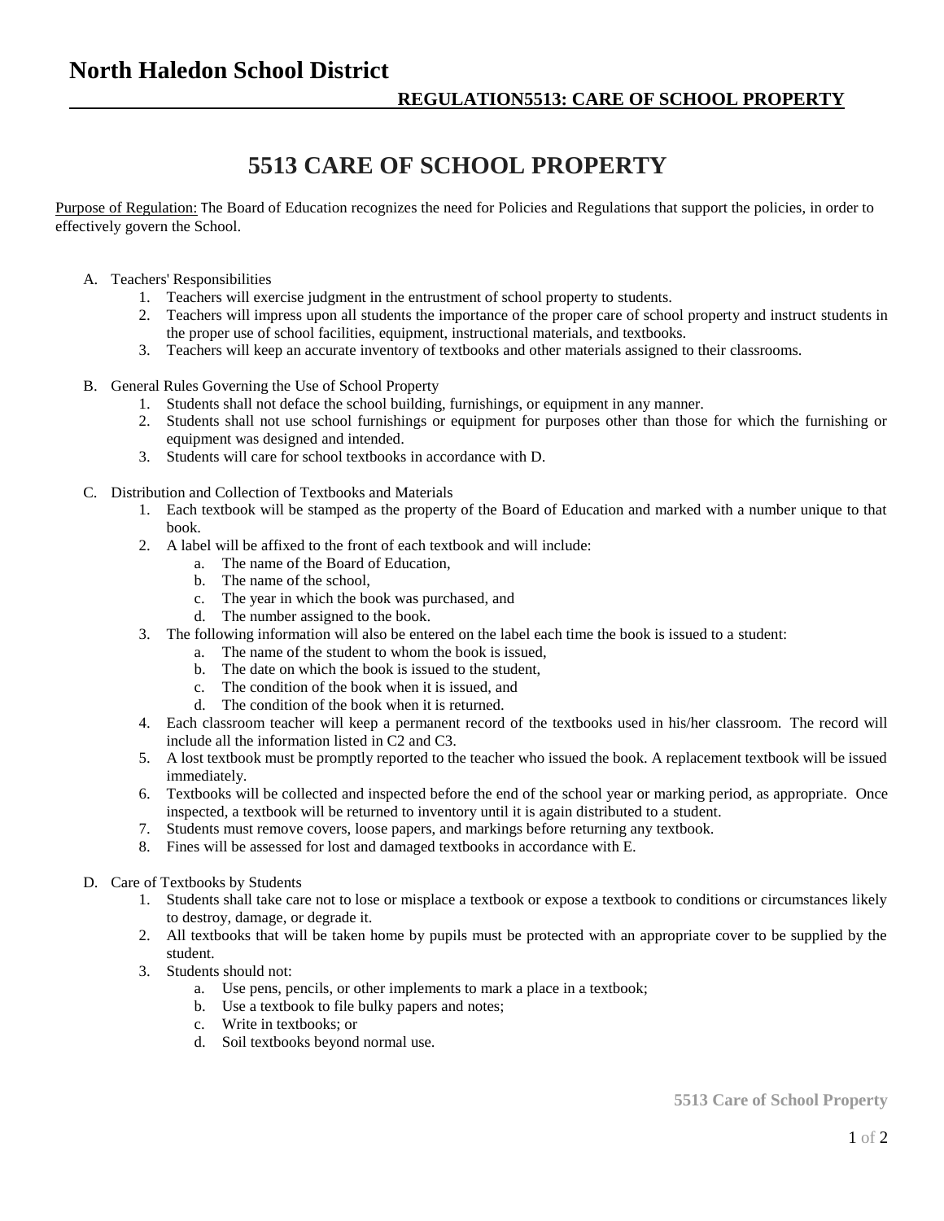# North Haledon School District

**REGULATION5513: CARE OF SCHOOL PROPERTY**

## 5513 CARE OF SCHOOL PROPERTY

Purpose of Regulation: The Board of Education recognizes the need for Policies and Regulations that support the policies, in order to effectively govern the School.

A. Teachers' Responsibilities
   1. Teachers will exercise judgment in the entrustment of school property to students.
   2. Teachers will impress upon all students the importance of the proper care of school property and instruct students in the proper use of school facilities, equipment, instructional materials, and textbooks.
   3. Teachers will keep an accurate inventory of textbooks and other materials assigned to their classrooms.

B. General Rules Governing the Use of School Property
   1. Students shall not deface the school building, furnishings, or equipment in any manner.
   2. Students shall not use school furnishings or equipment for purposes other than those for which the furnishing or equipment was designed and intended.
   3. Students will care for school textbooks in accordance with D.

C. Distribution and Collection of Textbooks and Materials
   1. Each textbook will be stamped as the property of the Board of Education and marked with a number unique to that book.
   2. A label will be affixed to the front of each textbook and will include:
      a. The name of the Board of Education,
      b. The name of the school,
      c. The year in which the book was purchased, and
      d. The number assigned to the book.
   3. The following information will also be entered on the label each time the book is issued to a student:
      a. The name of the student to whom the book is issued,
      b. The date on which the book is issued to the student,
      c. The condition of the book when it is issued, and
      d. The condition of the book when it is returned.
   4. Each classroom teacher will keep a permanent record of the textbooks used in his/her classroom. The record will include all the information listed in C2 and C3.
   5. A lost textbook must be promptly reported to the teacher who issued the book. A replacement textbook will be issued immediately.
   6. Textbooks will be collected and inspected before the end of the school year or marking period, as appropriate. Once inspected, a textbook will be returned to inventory until it is again distributed to a student.
   7. Students must remove covers, loose papers, and markings before returning any textbook.
   8. Fines will be assessed for lost and damaged textbooks in accordance with E.

D. Care of Textbooks by Students
   1. Students shall take care not to lose or misplace a textbook or expose a textbook to conditions or circumstances likely to destroy, damage, or degrade it.
   2. All textbooks that will be taken home by pupils must be protected with an appropriate cover to be supplied by the student.
   3. Students should not:
      a. Use pens, pencils, or other implements to mark a place in a textbook;
      b. Use a textbook to file bulky papers and notes;
      c. Write in textbooks; or
      d. Soil textbooks beyond normal use.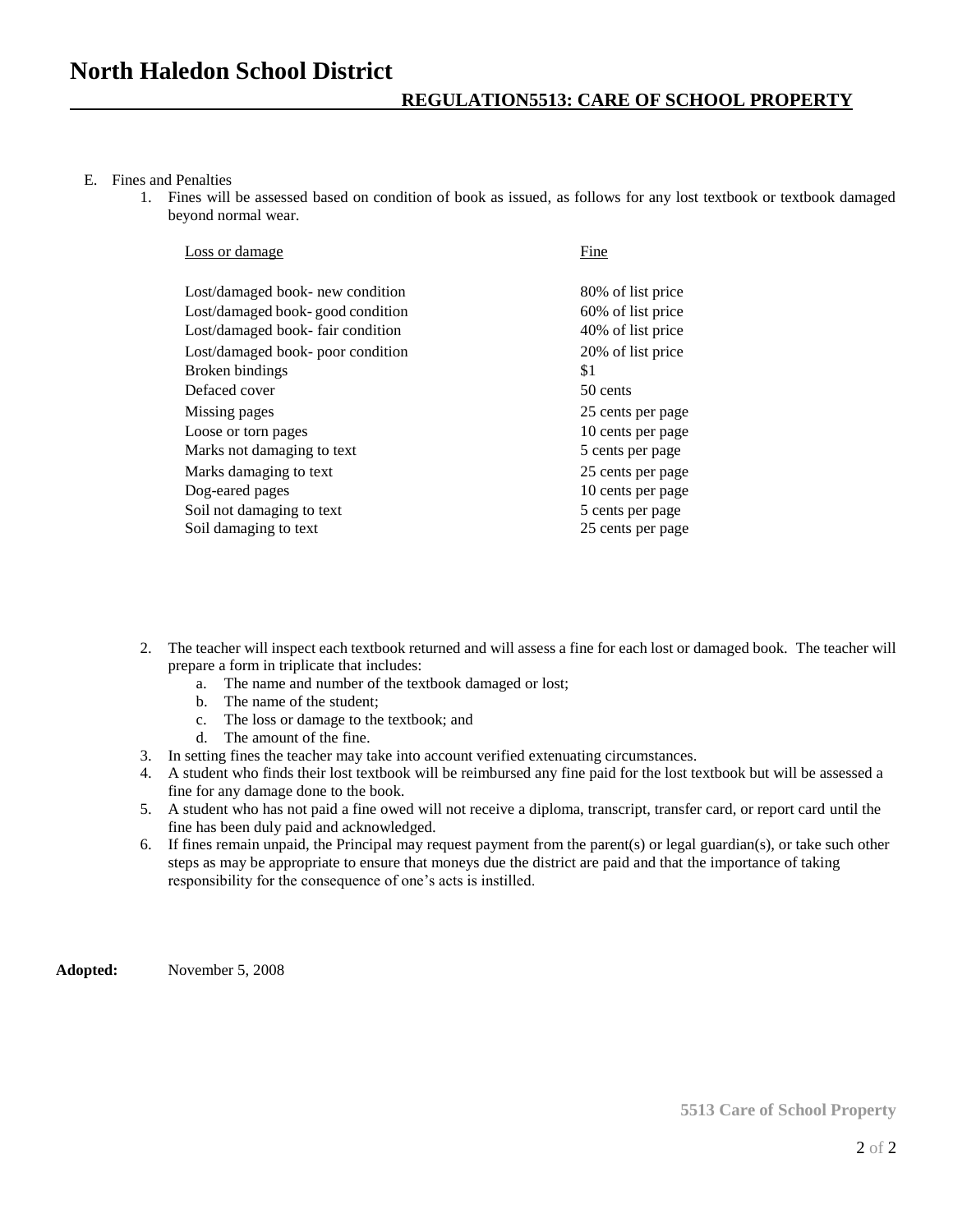E. Fines and Penalties

1. Fines will be assessed based on condition of book as issued, as follows for any lost textbook or textbook damaged beyond normal wear.

| Loss or damage | Fine |
|---|---|
| Lost/damaged book- new condition | 80% of list price |
| Lost/damaged book- good condition | 60% of list price |
| Lost/damaged book- fair condition | 40% of list price |
| Lost/damaged book- poor condition | 20% of list price |
| Broken bindings | $1 |
| Defaced cover | 50 cents |
| Missing pages | 25 cents per page |
| Loose or torn pages | 10 cents per page |
| Marks not damaging to text | 5 cents per page |
| Marks damaging to text | 25 cents per page |
| Dog-eared pages | 10 cents per page |
| Soil not damaging to text | 5 cents per page |
| Soil damaging to text | 25 cents per page |

2. The teacher will inspect each textbook returned and will assess a fine for each lost or damaged book. The teacher will prepare a form in triplicate that includes:
   a. The name and number of the textbook damaged or lost;
   b. The name of the student;
   c. The loss or damage to the textbook; and
   d. The amount of the fine.
3. In setting fines the teacher may take into account verified extenuating circumstances.
4. A student who finds their lost textbook will be reimbursed any fine paid for the lost textbook but will be assessed a fine for any damage done to the book.
5. A student who has not paid a fine owed will not receive a diploma, transcript, transfer card, or report card until the fine has been duly paid and acknowledged.
6. If fines remain unpaid, the Principal may request payment from the parent(s) or legal guardian(s), or take such other steps as may be appropriate to ensure that moneys due the district are paid and that the importance of taking responsibility for the consequence of one's acts is instilled.

**Adopted:** November 5, 2008